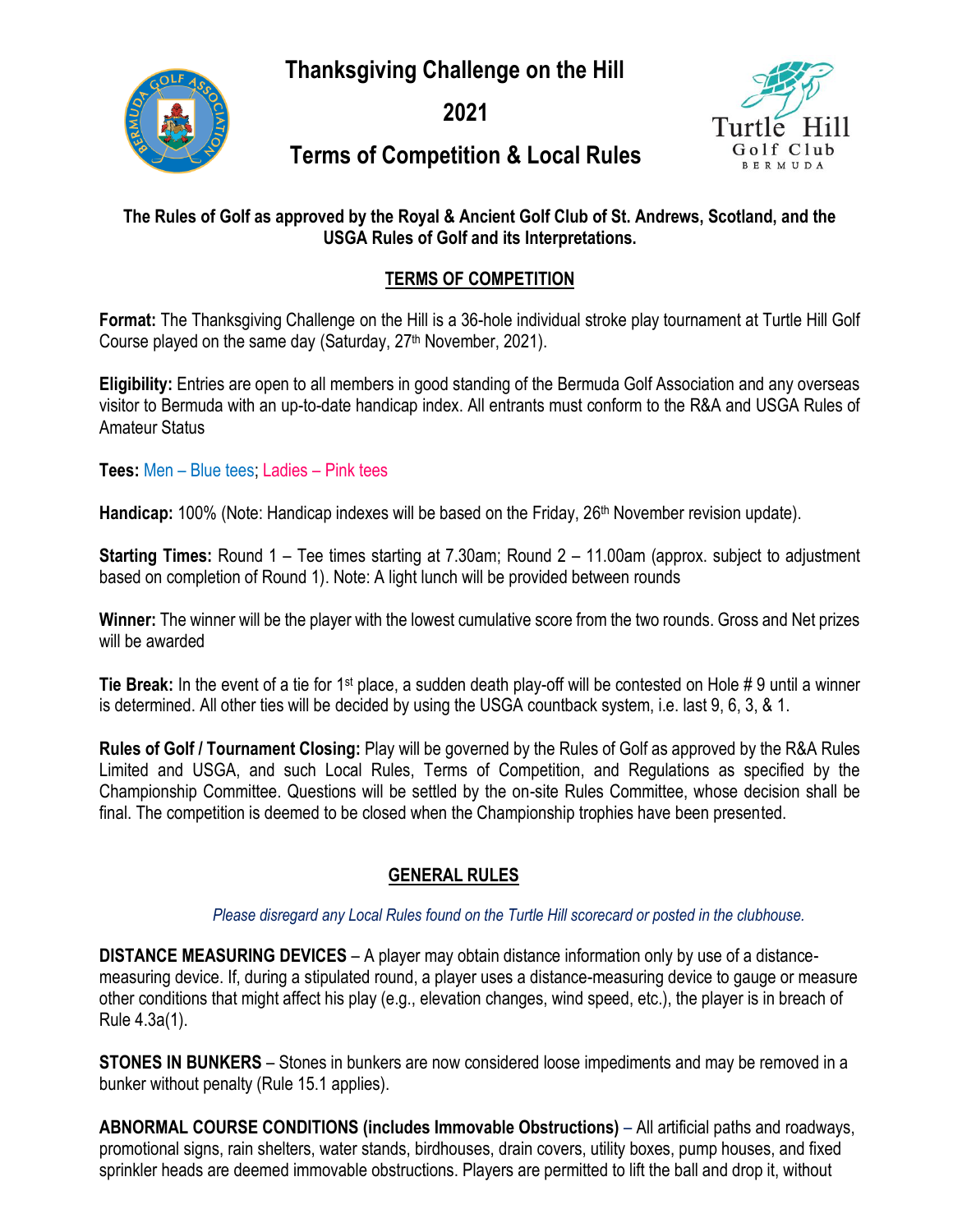# Thanksgiving Challenge on the Hill

# 2021

# Terms of Competition & Local Rules

**The Rules of Golf as approved by the Royal & Ancient Golf Club of St. Andrews, Scotland, and the USGA Rules of Golf and its Interpretations.**

## TERMS OF COMPETITION

**Format:** The Thanksgiving Challenge on the Hill is a 36-hole individual stroke play tournament at Turtle Hill Golf Course played on the same day (Saturday, 27th November, 2021).

**Eligibility:** Entries are open to all members in good standing of the Bermuda Golf Association and any overseas visitor to Bermuda with an up-to-date handicap index. All entrants must conform to the R&A and USGA Rules of Amateur Status

**Tees:** Men – Blue tees; Ladies – Pink tees

**Handicap:** 100% (Note: Handicap indexes will be based on the Friday, 26th November revision update).

**Starting Times:** Round 1 – Tee times starting at 7.30am; Round 2 – 11.00am (approx. subject to adjustment based on completion of Round 1). Note: A light lunch will be provided between rounds

**Winner:** The winner will be the player with the lowest cumulative score from the two rounds. Gross and Net prizes will be awarded

**Tie Break:** In the event of a tie for 1st place, a sudden death play-off will be contested on Hole # 9 until a winner is determined. All other ties will be decided by using the USGA countback system, i.e. last 9, 6, 3, & 1.

**Rules of Golf / Tournament Closing:** Play will be governed by the Rules of Golf as approved by the R&A Rules Limited and USGA, and such Local Rules, Terms of Competition, and Regulations as specified by the Championship Committee. Questions will be settled by the on-site Rules Committee, whose decision shall be final. The competition is deemed to be closed when the Championship trophies have been presented.

## GENERAL RULES

*Please disregard any Local Rules found on the Turtle Hill scorecard or posted in the clubhouse.*

**DISTANCE MEASURING DEVICES** – A player may obtain distance information only by use of a distance-measuring device. If, during a stipulated round, a player uses a distance-measuring device to gauge or measure other conditions that might affect his play (e.g., elevation changes, wind speed, etc.), the player is in breach of Rule 4.3a(1).

**STONES IN BUNKERS** – Stones in bunkers are now considered loose impediments and may be removed in a bunker without penalty (Rule 15.1 applies).

**ABNORMAL COURSE CONDITIONS (includes Immovable Obstructions)** – All artificial paths and roadways, promotional signs, rain shelters, water stands, birdhouses, drain covers, utility boxes, pump houses, and fixed sprinkler heads are deemed immovable obstructions. Players are permitted to lift the ball and drop it, without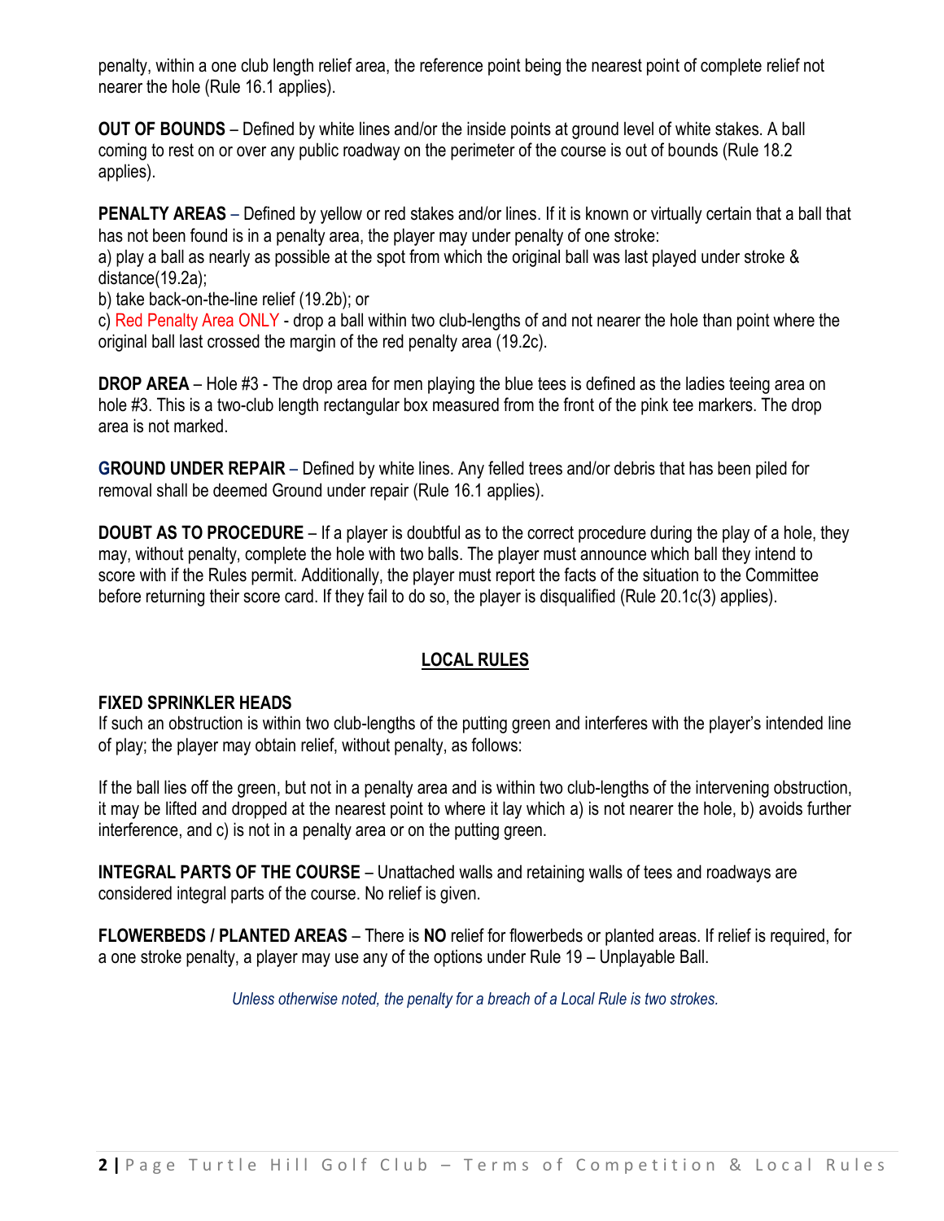penalty, within a one club length relief area, the reference point being the nearest point of complete relief not nearer the hole (Rule 16.1 applies).

**OUT OF BOUNDS** – Defined by white lines and/or the inside points at ground level of white stakes. A ball coming to rest on or over any public roadway on the perimeter of the course is out of bounds (Rule 18.2 applies).

**PENALTY AREAS** – Defined by yellow or red stakes and/or lines. If it is known or virtually certain that a ball that has not been found is in a penalty area, the player may under penalty of one stroke:
a) play a ball as nearly as possible at the spot from which the original ball was last played under stroke & distance(19.2a);
b) take back-on-the-line relief (19.2b); or
c) Red Penalty Area ONLY - drop a ball within two club-lengths of and not nearer the hole than point where the original ball last crossed the margin of the red penalty area (19.2c).

**DROP AREA** – Hole #3 - The drop area for men playing the blue tees is defined as the ladies teeing area on hole #3. This is a two-club length rectangular box measured from the front of the pink tee markers. The drop area is not marked.

**GROUND UNDER REPAIR** – Defined by white lines. Any felled trees and/or debris that has been piled for removal shall be deemed Ground under repair (Rule 16.1 applies).

**DOUBT AS TO PROCEDURE** – If a player is doubtful as to the correct procedure during the play of a hole, they may, without penalty, complete the hole with two balls. The player must announce which ball they intend to score with if the Rules permit. Additionally, the player must report the facts of the situation to the Committee before returning their score card. If they fail to do so, the player is disqualified (Rule 20.1c(3) applies).

## LOCAL RULES

**FIXED SPRINKLER HEADS**
If such an obstruction is within two club-lengths of the putting green and interferes with the player's intended line of play; the player may obtain relief, without penalty, as follows:

If the ball lies off the green, but not in a penalty area and is within two club-lengths of the intervening obstruction, it may be lifted and dropped at the nearest point to where it lay which a) is not nearer the hole, b) avoids further interference, and c) is not in a penalty area or on the putting green.

**INTEGRAL PARTS OF THE COURSE** – Unattached walls and retaining walls of tees and roadways are considered integral parts of the course. No relief is given.

**FLOWERBEDS / PLANTED AREAS** – There is **NO** relief for flowerbeds or planted areas. If relief is required, for a one stroke penalty, a player may use any of the options under Rule 19 – Unplayable Ball.

*Unless otherwise noted, the penalty for a breach of a Local Rule is two strokes.*